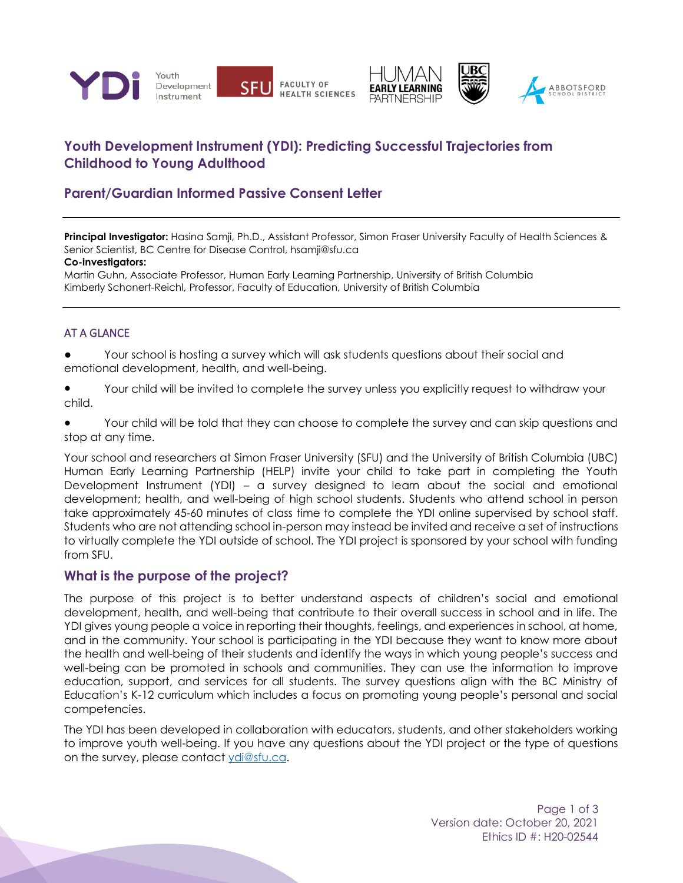# Youth Development Instrument (YDI): Predicting Successful Trajectories from Childhood to Young Adulthood

## Parent/Guardian Informed Passive Consent Letter

---

**Principal Investigator:** Hasina Samji, Ph.D., Assistant Professor, Simon Fraser University Faculty of Health Sciences & Senior Scientist, BC Centre for Disease Control, hsamji@sfu.ca

**Co-investigators:**

Martin Guhn, Associate Professor, Human Early Learning Partnership, University of British Columbia

Kimberly Schonert-Reichl, Professor, Faculty of Education, University of British Columbia

---

### AT A GLANCE

- Your school is hosting a survey which will ask students questions about their social and emotional development, health, and well-being.
- Your child will be invited to complete the survey unless you explicitly request to withdraw your child.
- Your child will be told that they can choose to complete the survey and can skip questions and stop at any time.

Your school and researchers at Simon Fraser University (SFU) and the University of British Columbia (UBC) Human Early Learning Partnership (HELP) invite your child to take part in completing the Youth Development Instrument (YDI) – a survey designed to learn about the social and emotional development; health, and well-being of high school students. Students who attend school in person take approximately 45-60 minutes of class time to complete the YDI online supervised by school staff. Students who are not attending school in-person may instead be invited and receive a set of instructions to virtually complete the YDI outside of school. The YDI project is sponsored by your school with funding from SFU.

## What is the purpose of the project?

The purpose of this project is to better understand aspects of children's social and emotional development, health, and well-being that contribute to their overall success in school and in life. The YDI gives young people a voice in reporting their thoughts, feelings, and experiences in school, at home, and in the community. Your school is participating in the YDI because they want to know more about the health and well-being of their students and identify the ways in which young people's success and well-being can be promoted in schools and communities. They can use the information to improve education, support, and services for all students. The survey questions align with the BC Ministry of Education's K-12 curriculum which includes a focus on promoting young people's personal and social competencies.

The YDI has been developed in collaboration with educators, students, and other stakeholders working to improve youth well-being. If you have any questions about the YDI project or the type of questions on the survey, please contact ydi@sfu.ca.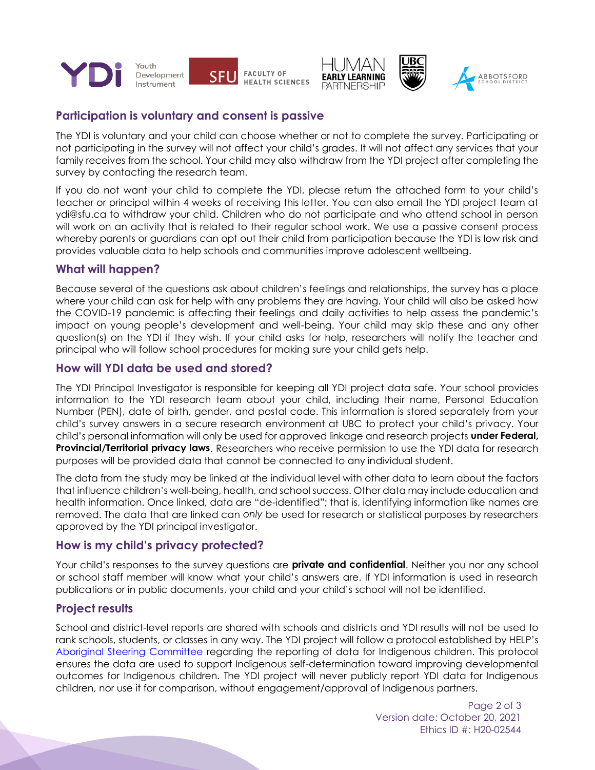## Participation is voluntary and consent is passive

The YDI is voluntary and your child can choose whether or not to complete the survey. Participating or not participating in the survey will not affect your child's grades. It will not affect any services that your family receives from the school. Your child may also withdraw from the YDI project after completing the survey by contacting the research team.

If you do not want your child to complete the YDI, please return the attached form to your child's teacher or principal within 4 weeks of receiving this letter. You can also email the YDI project team at ydi@sfu.ca to withdraw your child. Children who do not participate and who attend school in person will work on an activity that is related to their regular school work. We use a passive consent process whereby parents or guardians can opt out their child from participation because the YDI is low risk and provides valuable data to help schools and communities improve adolescent wellbeing.

## What will happen?

Because several of the questions ask about children's feelings and relationships, the survey has a place where your child can ask for help with any problems they are having. Your child will also be asked how the COVID-19 pandemic is affecting their feelings and daily activities to help assess the pandemic's impact on young people's development and well-being. Your child may skip these and any other question(s) on the YDI if they wish. If your child asks for help, researchers will notify the teacher and principal who will follow school procedures for making sure your child gets help.

## How will YDI data be used and stored?

The YDI Principal Investigator is responsible for keeping all YDI project data safe. Your school provides information to the YDI research team about your child, including their name, Personal Education Number (PEN), date of birth, gender, and postal code. This information is stored separately from your child's survey answers in a secure research environment at UBC to protect your child's privacy. Your child's personal information will only be used for approved linkage and research projects **under Federal, Provincial/Territorial privacy laws**. Researchers who receive permission to use the YDI data for research purposes will be provided data that cannot be connected to any individual student.

The data from the study may be linked at the individual level with other data to learn about the factors that influence children's well-being, health, and school success. Other data may include education and health information. Once linked, data are "de-identified"; that is, identifying information like names are removed. The data that are linked can *only* be used for research or statistical purposes by researchers approved by the YDI principal investigator.

## How is my child's privacy protected?

Your child's responses to the survey questions are **private and confidential**. Neither you nor any school or school staff member will know what your child's answers are. If YDI information is used in research publications or in public documents, your child and your child's school will not be identified.

## Project results

School and district-level reports are shared with schools and districts and YDI results will not be used to rank schools, students, or classes in any way. The YDI project will follow a protocol established by HELP's Aboriginal Steering Committee regarding the reporting of data for Indigenous children. This protocol ensures the data are used to support Indigenous self-determination toward improving developmental outcomes for Indigenous children. The YDI project will never publicly report YDI data for Indigenous children, nor use it for comparison, without engagement/approval of Indigenous partners.

Version date: October 20, 2021
Ethics ID #: H20-02544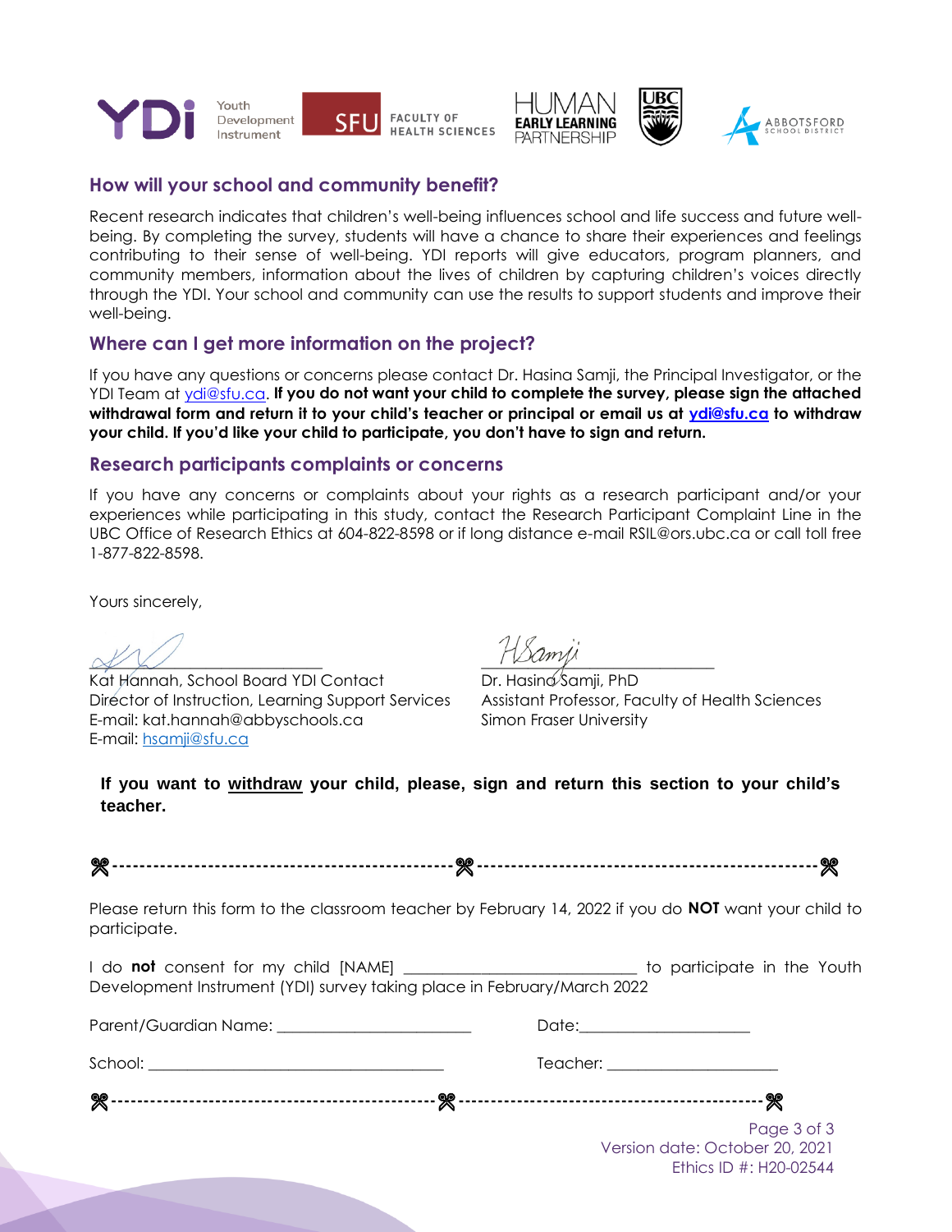## How will your school and community benefit?

Recent research indicates that children's well-being influences school and life success and future well-being. By completing the survey, students will have a chance to share their experiences and feelings contributing to their sense of well-being. YDI reports will give educators, program planners, and community members, information about the lives of children by capturing children's voices directly through the YDI. Your school and community can use the results to support students and improve their well-being.

## Where can I get more information on the project?

If you have any questions or concerns please contact Dr. Hasina Samji, the Principal Investigator, or the YDI Team at ydi@sfu.ca. **If you do not want your child to complete the survey, please sign the attached withdrawal form and return it to your child's teacher or principal or email us at ydi@sfu.ca to withdraw your child. If you'd like your child to participate, you don't have to sign and return.**

## Research participants complaints or concerns

If you have any concerns or complaints about your rights as a research participant and/or your experiences while participating in this study, contact the Research Participant Complaint Line in the UBC Office of Research Ethics at 604-822-8598 or if long distance e-mail RSIL@ors.ubc.ca or call toll free 1-877-822-8598.

Yours sincerely,

Kat Hannah, School Board YDI Contact
Director of Instruction, Learning Support Services
E-mail: kat.hannah@abbyschools.ca
E-mail: hsamji@sfu.ca

Dr. Hasina Samji, PhD
Assistant Professor, Faculty of Health Sciences
Simon Fraser University

**If you want to withdraw your child, please, sign and return this section to your child's teacher.**

---

Please return this form to the classroom teacher by February 14, 2022 if you do **NOT** want your child to participate.

I do **not** consent for my child [NAME] ____________________________ to participate in the Youth Development Instrument (YDI) survey taking place in February/March 2022

Parent/Guardian Name: ________________________ Date: ____________________

School: ____________________________________ Teacher: ____________________

---

Version date: October 20, 2021
Ethics ID #: H20-02544